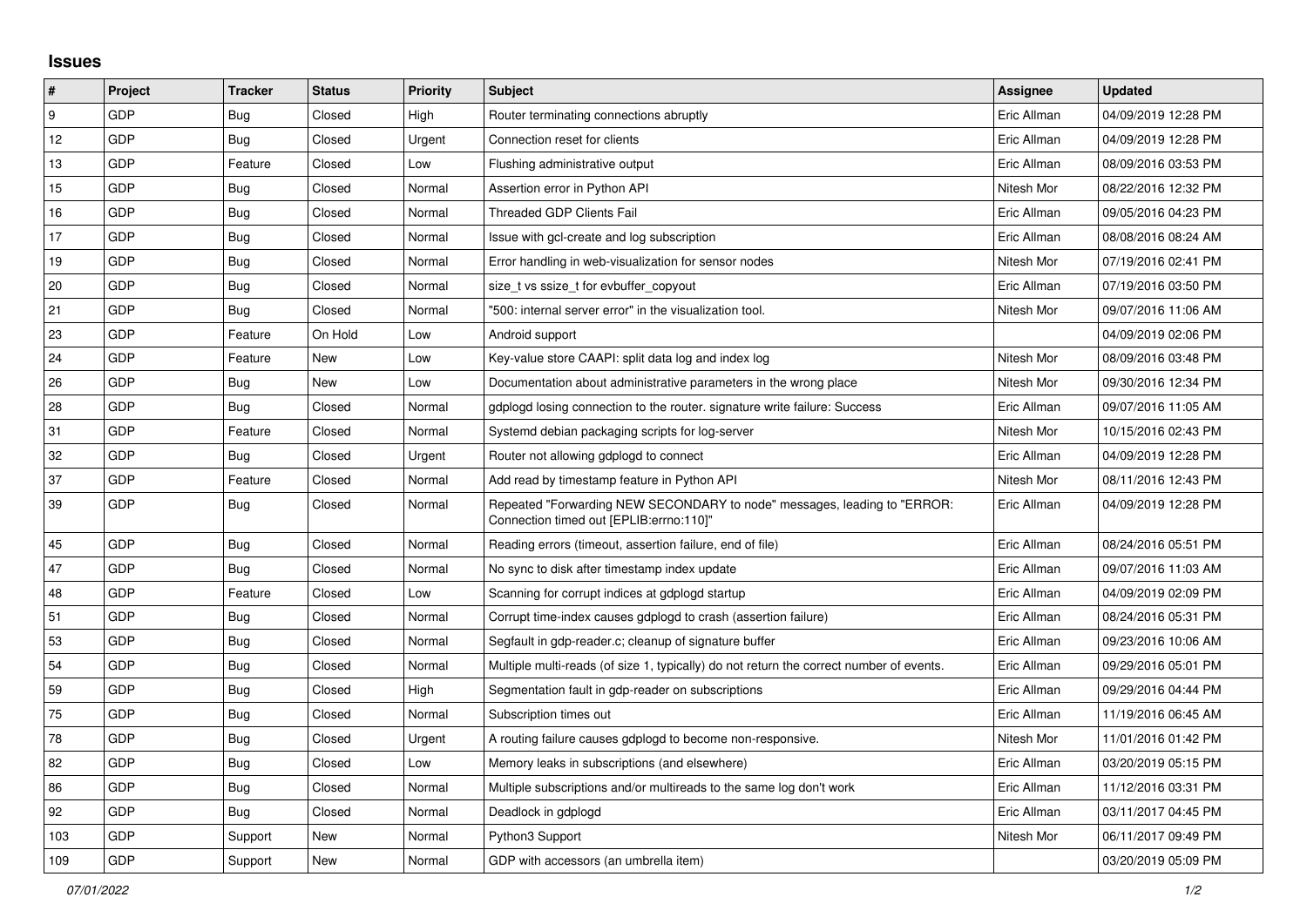## Issues

| # | Project | Tracker | Status | Priority | Subject | Assignee | Updated |
|---|---|---|---|---|---|---|---|
| 9 | GDP | Bug | Closed | High | Router terminating connections abruptly | Eric Allman | 04/09/2019 12:28 PM |
| 12 | GDP | Bug | Closed | Urgent | Connection reset for clients | Eric Allman | 04/09/2019 12:28 PM |
| 13 | GDP | Feature | Closed | Low | Flushing administrative output | Eric Allman | 08/09/2016 03:53 PM |
| 15 | GDP | Bug | Closed | Normal | Assertion error in Python API | Nitesh Mor | 08/22/2016 12:32 PM |
| 16 | GDP | Bug | Closed | Normal | Threaded GDP Clients Fail | Eric Allman | 09/05/2016 04:23 PM |
| 17 | GDP | Bug | Closed | Normal | Issue with gcl-create and log subscription | Eric Allman | 08/08/2016 08:24 AM |
| 19 | GDP | Bug | Closed | Normal | Error handling in web-visualization for sensor nodes | Nitesh Mor | 07/19/2016 02:41 PM |
| 20 | GDP | Bug | Closed | Normal | size_t vs ssize_t for evbuffer_copyout | Eric Allman | 07/19/2016 03:50 PM |
| 21 | GDP | Bug | Closed | Normal | "500: internal server error" in the visualization tool. | Nitesh Mor | 09/07/2016 11:06 AM |
| 23 | GDP | Feature | On Hold | Low | Android support | | 04/09/2019 02:06 PM |
| 24 | GDP | Feature | New | Low | Key-value store CAAPI: split data log and index log | Nitesh Mor | 08/09/2016 03:48 PM |
| 26 | GDP | Bug | New | Low | Documentation about administrative parameters in the wrong place | Nitesh Mor | 09/30/2016 12:34 PM |
| 28 | GDP | Bug | Closed | Normal | gdplogd losing connection to the router. signature write failure: Success | Eric Allman | 09/07/2016 11:05 AM |
| 31 | GDP | Feature | Closed | Normal | Systemd debian packaging scripts for log-server | Nitesh Mor | 10/15/2016 02:43 PM |
| 32 | GDP | Bug | Closed | Urgent | Router not allowing gdplogd to connect | Eric Allman | 04/09/2019 12:28 PM |
| 37 | GDP | Feature | Closed | Normal | Add read by timestamp feature in Python API | Nitesh Mor | 08/11/2016 12:43 PM |
| 39 | GDP | Bug | Closed | Normal | Repeated "Forwarding NEW SECONDARY to node" messages, leading to "ERROR: Connection timed out [EPLIB:errno:110]" | Eric Allman | 04/09/2019 12:28 PM |
| 45 | GDP | Bug | Closed | Normal | Reading errors (timeout, assertion failure, end of file) | Eric Allman | 08/24/2016 05:51 PM |
| 47 | GDP | Bug | Closed | Normal | No sync to disk after timestamp index update | Eric Allman | 09/07/2016 11:03 AM |
| 48 | GDP | Feature | Closed | Low | Scanning for corrupt indices at gdplogd startup | Eric Allman | 04/09/2019 02:09 PM |
| 51 | GDP | Bug | Closed | Normal | Corrupt time-index causes gdplogd to crash (assertion failure) | Eric Allman | 08/24/2016 05:31 PM |
| 53 | GDP | Bug | Closed | Normal | Segfault in gdp-reader.c; cleanup of signature buffer | Eric Allman | 09/23/2016 10:06 AM |
| 54 | GDP | Bug | Closed | Normal | Multiple multi-reads (of size 1, typically) do not return the correct number of events. | Eric Allman | 09/29/2016 05:01 PM |
| 59 | GDP | Bug | Closed | High | Segmentation fault in gdp-reader on subscriptions | Eric Allman | 09/29/2016 04:44 PM |
| 75 | GDP | Bug | Closed | Normal | Subscription times out | Eric Allman | 11/19/2016 06:45 AM |
| 78 | GDP | Bug | Closed | Urgent | A routing failure causes gdplogd to become non-responsive. | Nitesh Mor | 11/01/2016 01:42 PM |
| 82 | GDP | Bug | Closed | Low | Memory leaks in subscriptions (and elsewhere) | Eric Allman | 03/20/2019 05:15 PM |
| 86 | GDP | Bug | Closed | Normal | Multiple subscriptions and/or multireads to the same log don't work | Eric Allman | 11/12/2016 03:31 PM |
| 92 | GDP | Bug | Closed | Normal | Deadlock in gdplogd | Eric Allman | 03/11/2017 04:45 PM |
| 103 | GDP | Support | New | Normal | Python3 Support | Nitesh Mor | 06/11/2017 09:49 PM |
| 109 | GDP | Support | New | Normal | GDP with accessors (an umbrella item) | | 03/20/2019 05:09 PM |

*07/01/2022*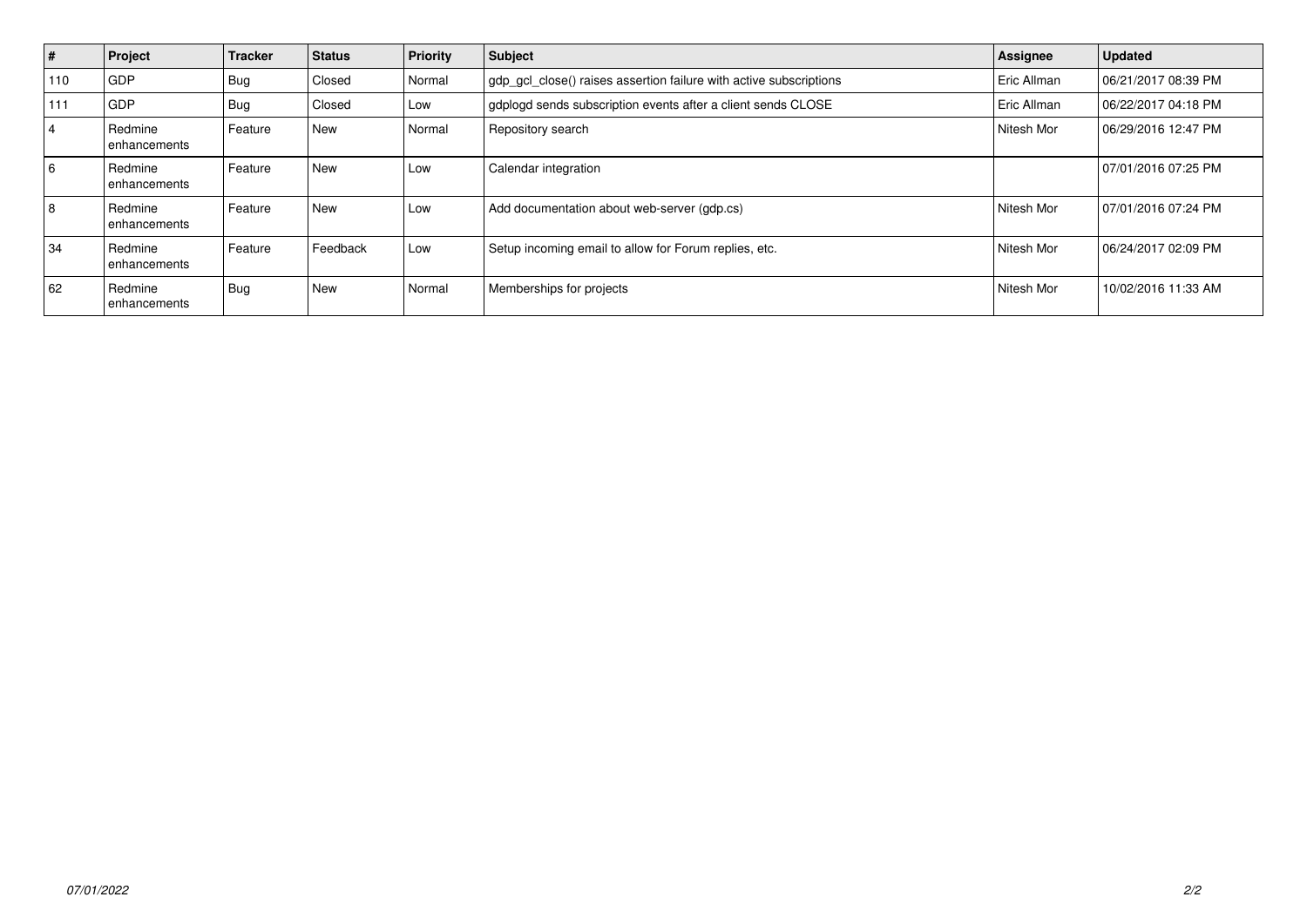| # | Project | Tracker | Status | Priority | Subject | Assignee | Updated |
|---|---|---|---|---|---|---|---|
| 110 | GDP | Bug | Closed | Normal | gdp_gcl_close() raises assertion failure with active subscriptions | Eric Allman | 06/21/2017 08:39 PM |
| 111 | GDP | Bug | Closed | Low | gdplogd sends subscription events after a client sends CLOSE | Eric Allman | 06/22/2017 04:18 PM |
| 4 | Redmine enhancements | Feature | New | Normal | Repository search | Nitesh Mor | 06/29/2016 12:47 PM |
| 6 | Redmine enhancements | Feature | New | Low | Calendar integration | | 07/01/2016 07:25 PM |
| 8 | Redmine enhancements | Feature | New | Low | Add documentation about web-server (gdp.cs) | Nitesh Mor | 07/01/2016 07:24 PM |
| 34 | Redmine enhancements | Feature | Feedback | Low | Setup incoming email to allow for Forum replies, etc. | Nitesh Mor | 06/24/2017 02:09 PM |
| 62 | Redmine enhancements | Bug | New | Normal | Memberships for projects | Nitesh Mor | 10/02/2016 11:33 AM |